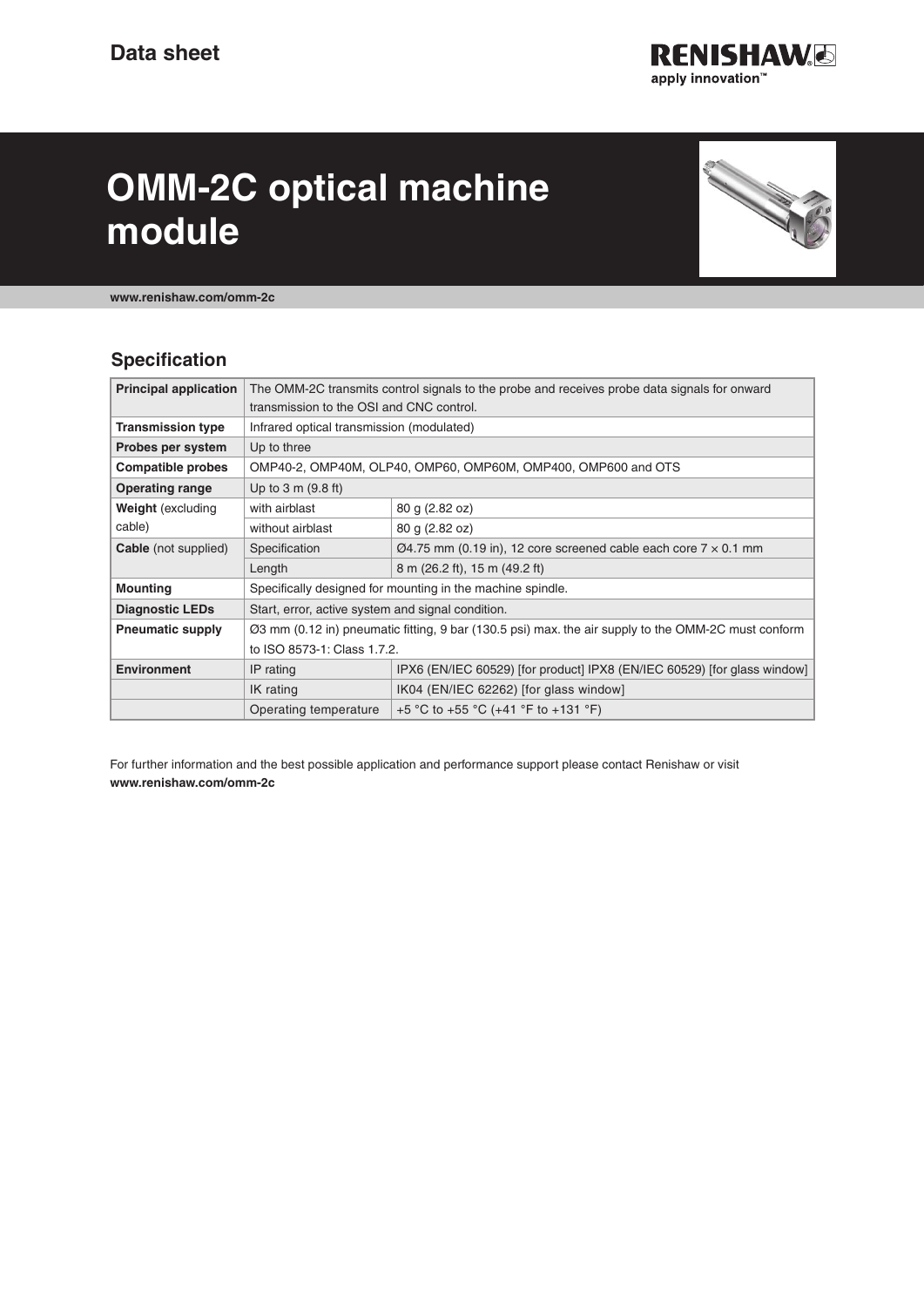# Data sheet

# OMM-2C optical machine module

**www.renishaw.com/omm-2c**

## Specification

| | | |
|---|---|---|
| **Principal application** | The OMM-2C transmits control signals to the probe and receives probe data signals for onward transmission to the OSI and CNC control. | |
| **Transmission type** | Infrared optical transmission (modulated) | |
| **Probes per system** | Up to three | |
| **Compatible probes** | OMP40-2, OMP40M, OLP40, OMP60, OMP60M, OMP400, OMP600 and OTS | |
| **Operating range** | Up to 3 m (9.8 ft) | |
| **Weight** (excluding cable) | with airblast | 80 g (2.82 oz) |
| | without airblast | 80 g (2.82 oz) |
| **Cable** (not supplied) | Specification | Ø4.75 mm (0.19 in), 12 core screened cable each core 7 × 0.1 mm |
| | Length | 8 m (26.2 ft), 15 m (49.2 ft) |
| **Mounting** | Specifically designed for mounting in the machine spindle. | |
| **Diagnostic LEDs** | Start, error, active system and signal condition. | |
| **Pneumatic supply** | Ø3 mm (0.12 in) pneumatic fitting, 9 bar (130.5 psi) max. the air supply to the OMM-2C must conform to ISO 8573-1: Class 1.7.2. | |
| **Environment** | IP rating | IPX6 (EN/IEC 60529) [for product] IPX8 (EN/IEC 60529) [for glass window] |
| | IK rating | IK04 (EN/IEC 62262) [for glass window] |
| | Operating temperature | +5 °C to +55 °C (+41 °F to +131 °F) |

For further information and the best possible application and performance support please contact Renishaw or visit **www.renishaw.com/omm-2c**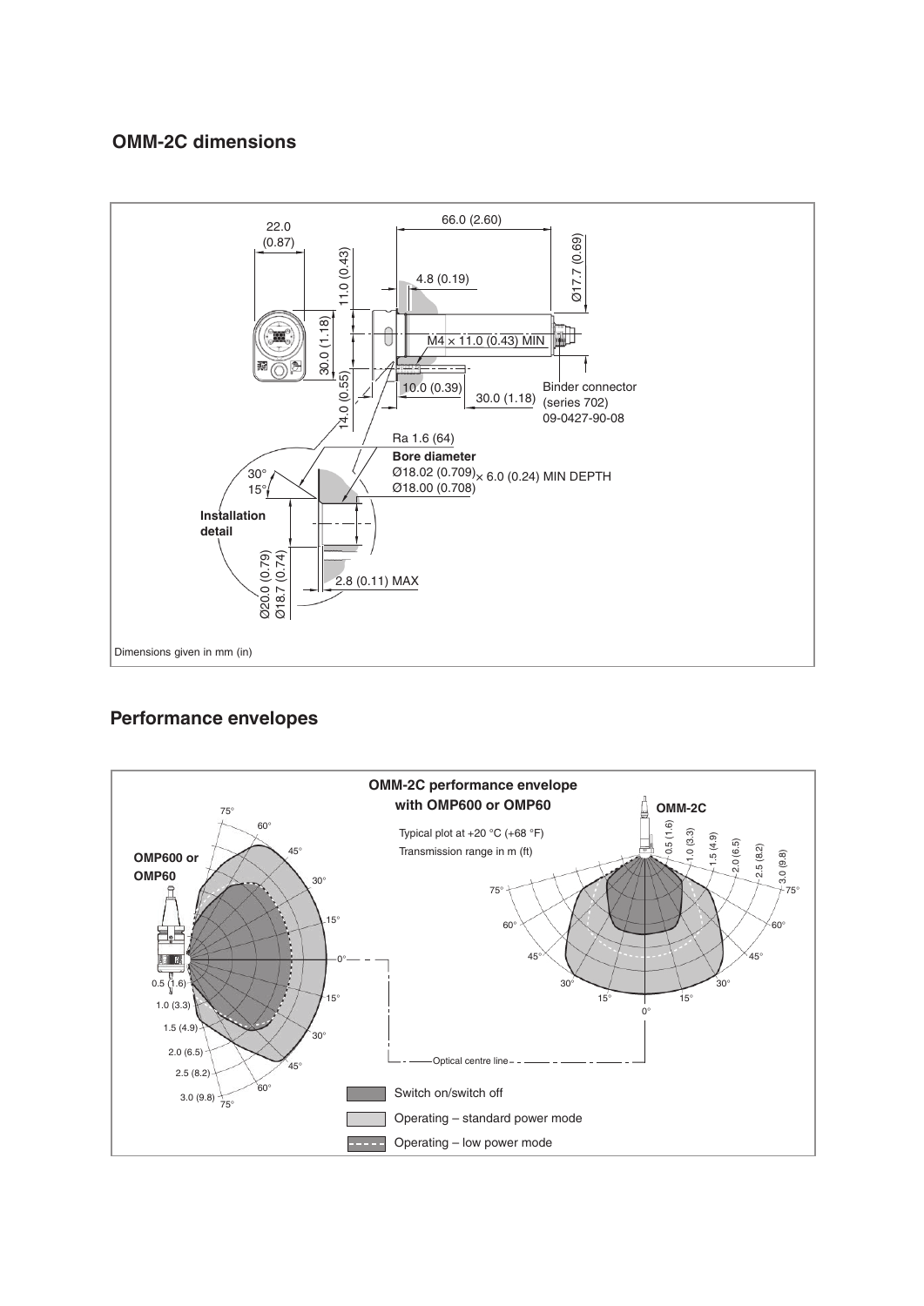## OMM-2C dimensions

22.0 (0.87)

11.0 (0.43)

30.0 (1.18)

14.0 (0.55)

66.0 (2.60)

4.8 (0.19)

Ø17.7 (0.69)

M4 × 11.0 (0.43) MIN

10.0 (0.39)

30.0 (1.18)

Binder connector (series 702) 09-0427-90-08

Ra 1.6 (64)

**Bore diameter**
Ø18.02 (0.709) × 6.0 (0.24) MIN DEPTH
Ø18.00 (0.708)

30°

15°

**Installation detail**

Ø20.0 (0.79)
Ø18.7 (0.74)

2.8 (0.11) MAX

Dimensions given in mm (in)

## Performance envelopes

**OMM-2C performance envelope with OMP600 or OMP60**

Typical plot at +20 °C (+68 °F)

Transmission range in m (ft)

**OMP600 or OMP60**

**OMM-2C**

0.5 (1.6), 1.0 (3.3), 1.5 (4.9), 2.0 (6.5), 2.5 (8.2), 3.0 (9.8)

75°, 60°, 45°, 30°, 15°, 0°

Optical centre line

Switch on/switch off

Operating – standard power mode

Operating – low power mode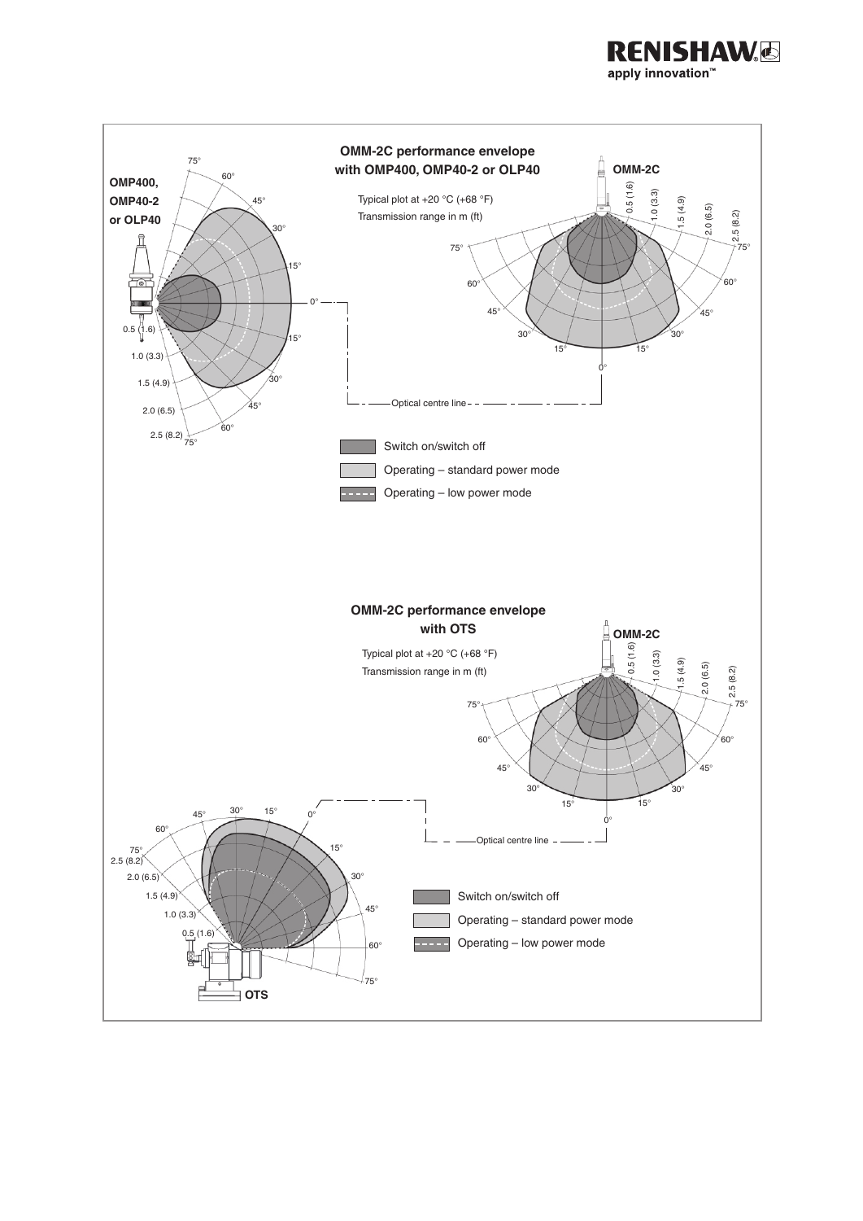## OMM-2C performance envelope with OMP400, OMP40-2 or OLP40

**OMP400, OMP40-2 or OLP40**

**OMM-2C**

Typical plot at +20 °C (+68 °F)

Transmission range in m (ft)

0.5 (1.6)

1.0 (3.3)

1.5 (4.9)

2.0 (6.5)

2.5 (8.2)

75° 60° 45° 30° 15° 0° 15° 30° 45° 60° 75°

Optical centre line

- Switch on/switch off
- Operating – standard power mode
- Operating – low power mode

## OMM-2C performance envelope with OTS

**OMM-2C**

Typical plot at +20 °C (+68 °F)

Transmission range in m (ft)

0.5 (1.6)

1.0 (3.3)

1.5 (4.9)

2.0 (6.5)

2.5 (8.2)

75° 60° 45° 30° 15° 0° 15° 30° 45° 60° 75°

Optical centre line

**OTS**

- Switch on/switch off
- Operating – standard power mode
- Operating – low power mode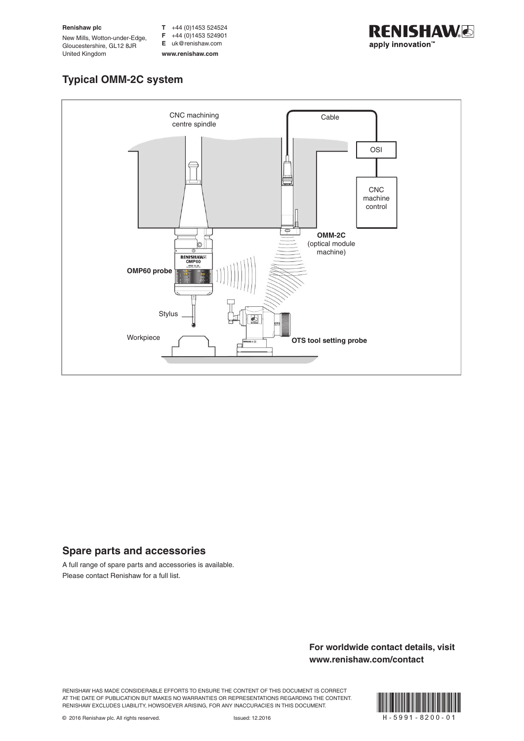**Renishaw plc**

New Mills, Wotton-under-Edge,
Gloucestershire, GL12 8JR
United Kingdom

**T** +44 (0)1453 524524
**F** +44 (0)1453 524901
**E** uk@renishaw.com

**www.renishaw.com**

**RENISHAW**
apply innovation™

## Typical OMM-2C system

CNC machining centre spindle

Cable

OSI

CNC machine control

**OMM-2C**
(optical module machine)

**OMP60 probe**

Stylus

Workpiece

**OTS tool setting probe**

## Spare parts and accessories

A full range of spare parts and accessories is available.
Please contact Renishaw for a full list.

**For worldwide contact details, visit www.renishaw.com/contact**

RENISHAW HAS MADE CONSIDERABLE EFFORTS TO ENSURE THE CONTENT OF THIS DOCUMENT IS CORRECT AT THE DATE OF PUBLICATION BUT MAKES NO WARRANTIES OR REPRESENTATIONS REGARDING THE CONTENT. RENISHAW EXCLUDES LIABILITY, HOWSOEVER ARISING, FOR ANY INACCURACIES IN THIS DOCUMENT.

© 2016 Renishaw plc. All rights reserved.

Issued: 12.2016

H-5991-8200-01